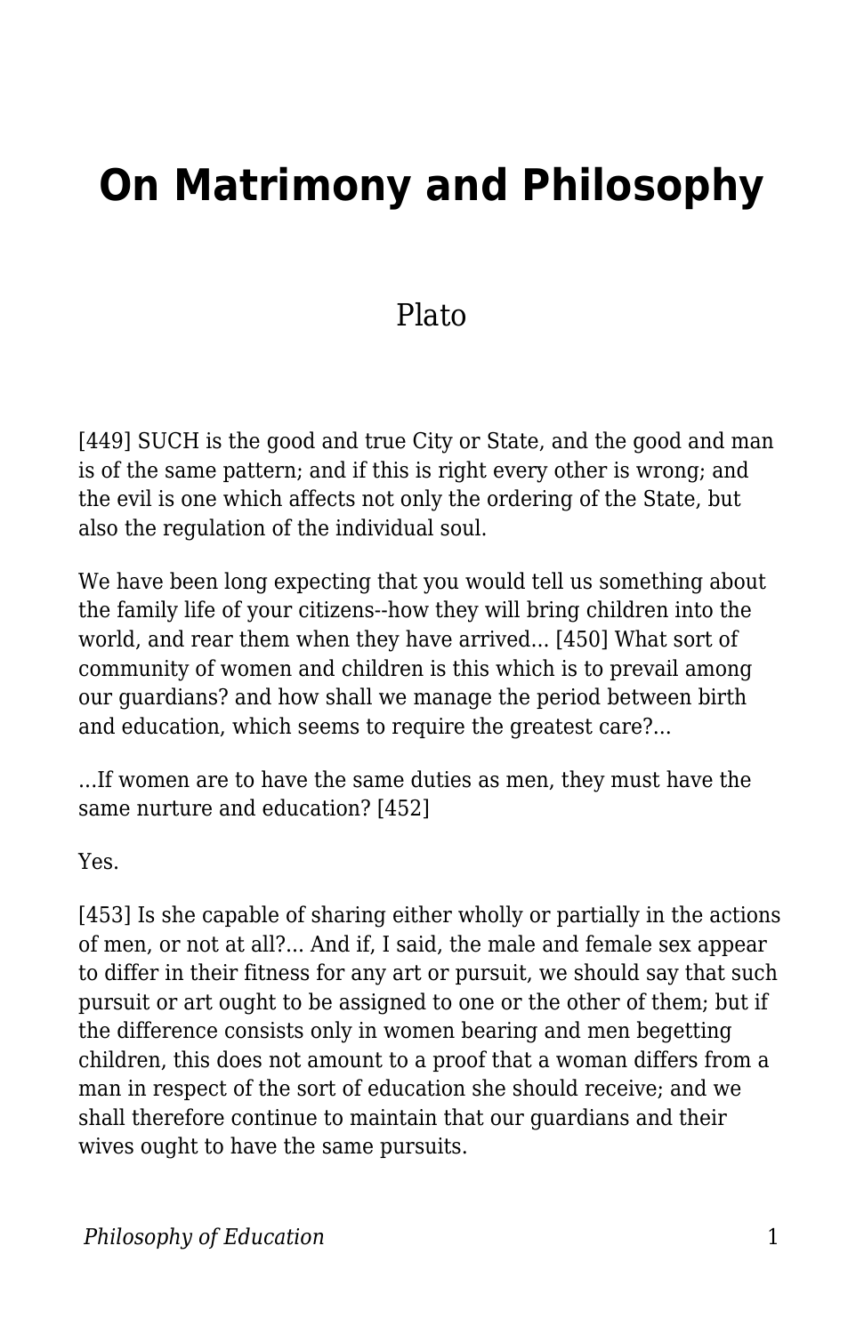# On Matrimony and Philosophy

Plato

[449] SUCH is the good and true City or State, and the good and man is of the same pattern; and if this is right every other is wrong; and the evil is one which affects not only the ordering of the State, but also the regulation of the individual soul.

We have been long expecting that you would tell us something about the family life of your citizens--how they will bring children into the world, and rear them when they have arrived... [450] What sort of community of women and children is this which is to prevail among our guardians? and how shall we manage the period between birth and education, which seems to require the greatest care?...

...If women are to have the same duties as men, they must have the same nurture and education? [452]

Yes.

[453] Is she capable of sharing either wholly or partially in the actions of men, or not at all?... And if, I said, the male and female sex appear to differ in their fitness for any art or pursuit, we should say that such pursuit or art ought to be assigned to one or the other of them; but if the difference consists only in women bearing and men begetting children, this does not amount to a proof that a woman differs from a man in respect of the sort of education she should receive; and we shall therefore continue to maintain that our guardians and their wives ought to have the same pursuits.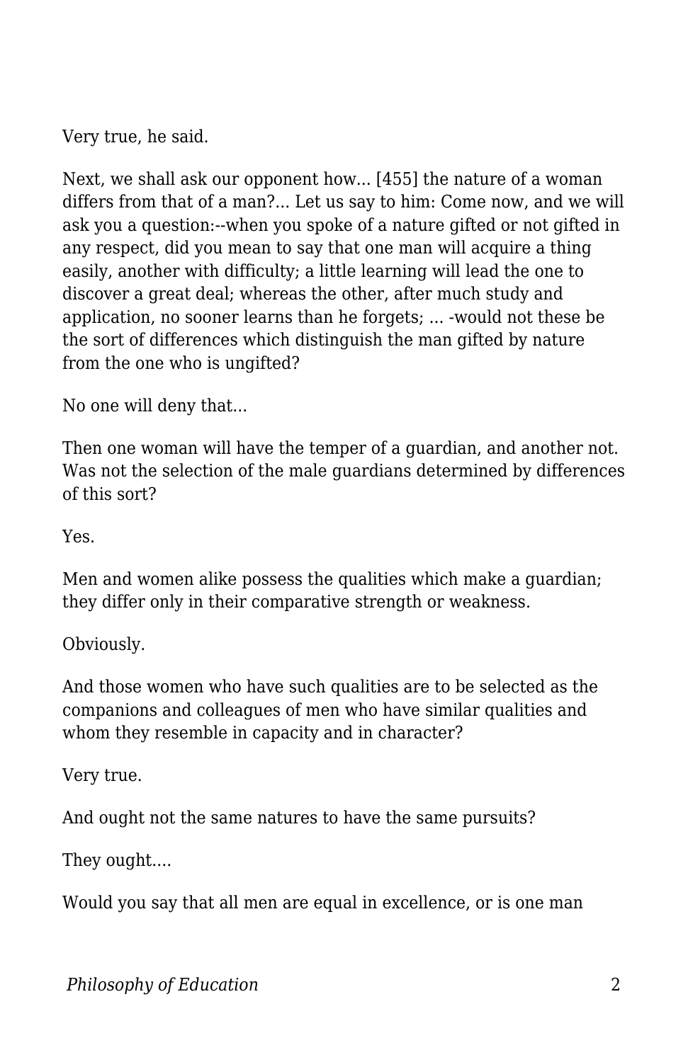Very true, he said.

Next, we shall ask our opponent how... [455] the nature of a woman differs from that of a man?... Let us say to him: Come now, and we will ask you a question:--when you spoke of a nature gifted or not gifted in any respect, did you mean to say that one man will acquire a thing easily, another with difficulty; a little learning will lead the one to discover a great deal; whereas the other, after much study and application, no sooner learns than he forgets; ... -would not these be the sort of differences which distinguish the man gifted by nature from the one who is ungifted?

No one will deny that...

Then one woman will have the temper of a guardian, and another not. Was not the selection of the male guardians determined by differences of this sort?

Yes.

Men and women alike possess the qualities which make a guardian; they differ only in their comparative strength or weakness.

Obviously.

And those women who have such qualities are to be selected as the companions and colleagues of men who have similar qualities and whom they resemble in capacity and in character?

Very true.

And ought not the same natures to have the same pursuits?

They ought....

Would you say that all men are equal in excellence, or is one man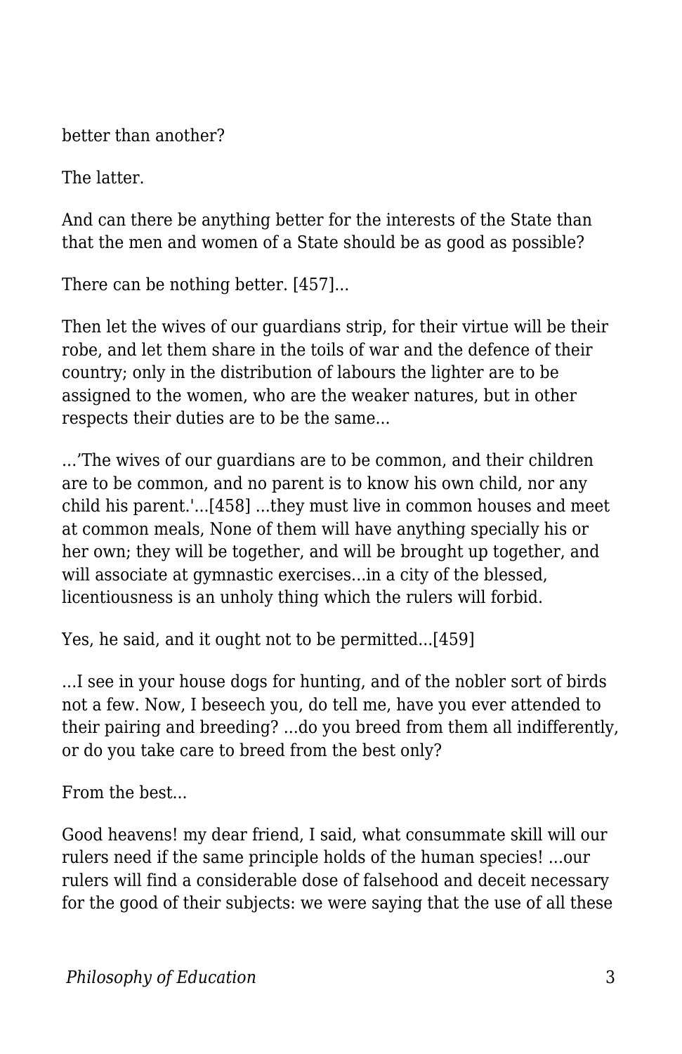better than another?

The latter.

And can there be anything better for the interests of the State than that the men and women of a State should be as good as possible?

There can be nothing better. [457]...

Then let the wives of our guardians strip, for their virtue will be their robe, and let them share in the toils of war and the defence of their country; only in the distribution of labours the lighter are to be assigned to the women, who are the weaker natures, but in other respects their duties are to be the same...

...'The wives of our guardians are to be common, and their children are to be common, and no parent is to know his own child, nor any child his parent.'...[458] ...they must live in common houses and meet at common meals, None of them will have anything specially his or her own; they will be together, and will be brought up together, and will associate at gymnastic exercises...in a city of the blessed, licentiousness is an unholy thing which the rulers will forbid.

Yes, he said, and it ought not to be permitted...[459]

...I see in your house dogs for hunting, and of the nobler sort of birds not a few. Now, I beseech you, do tell me, have you ever attended to their pairing and breeding? ...do you breed from them all indifferently, or do you take care to breed from the best only?

From the best...

Good heavens! my dear friend, I said, what consummate skill will our rulers need if the same principle holds of the human species! ...our rulers will find a considerable dose of falsehood and deceit necessary for the good of their subjects: we were saying that the use of all these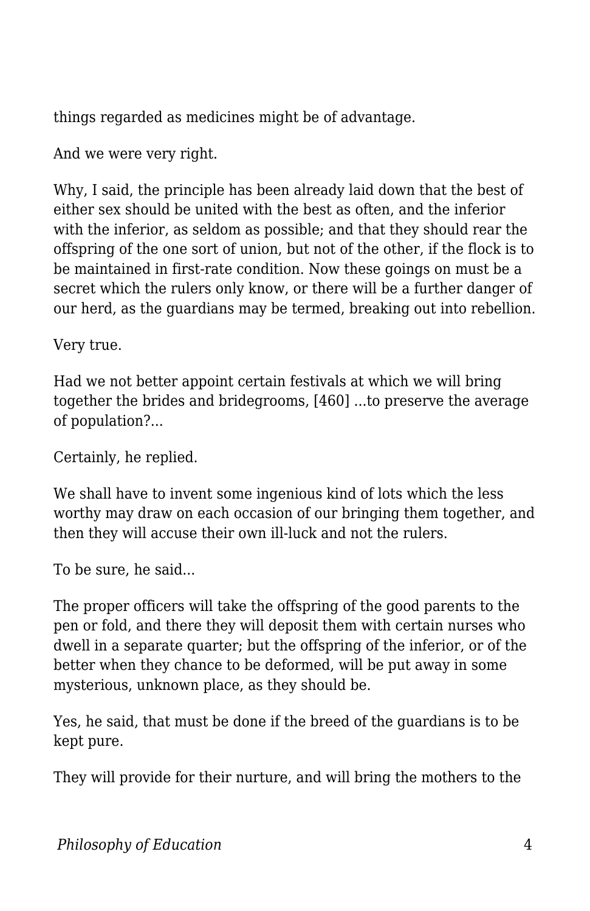things regarded as medicines might be of advantage.

And we were very right.

Why, I said, the principle has been already laid down that the best of either sex should be united with the best as often, and the inferior with the inferior, as seldom as possible; and that they should rear the offspring of the one sort of union, but not of the other, if the flock is to be maintained in first-rate condition. Now these goings on must be a secret which the rulers only know, or there will be a further danger of our herd, as the guardians may be termed, breaking out into rebellion.

Very true.

Had we not better appoint certain festivals at which we will bring together the brides and bridegrooms, [460] ...to preserve the average of population?...

Certainly, he replied.

We shall have to invent some ingenious kind of lots which the less worthy may draw on each occasion of our bringing them together, and then they will accuse their own ill-luck and not the rulers.

To be sure, he said...

The proper officers will take the offspring of the good parents to the pen or fold, and there they will deposit them with certain nurses who dwell in a separate quarter; but the offspring of the inferior, or of the better when they chance to be deformed, will be put away in some mysterious, unknown place, as they should be.

Yes, he said, that must be done if the breed of the guardians is to be kept pure.

They will provide for their nurture, and will bring the mothers to the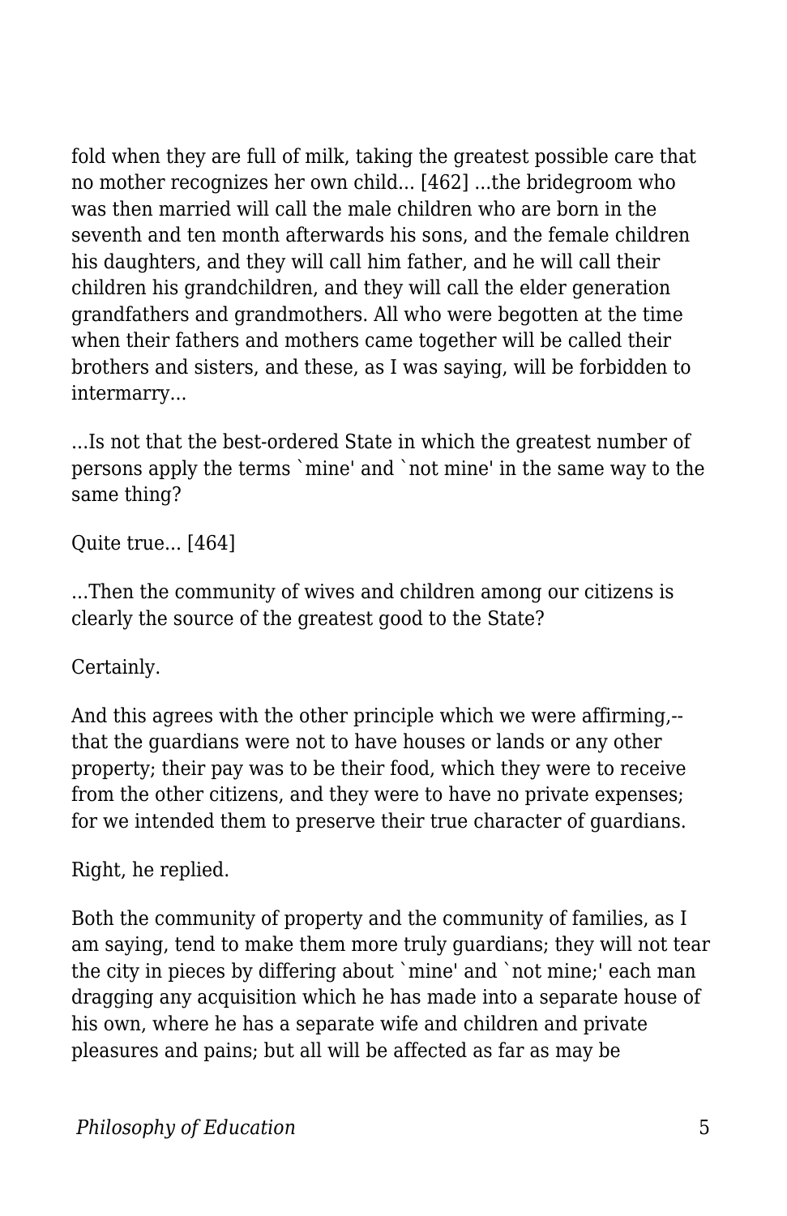fold when they are full of milk, taking the greatest possible care that no mother recognizes her own child... [462] ...the bridegroom who was then married will call the male children who are born in the seventh and ten month afterwards his sons, and the female children his daughters, and they will call him father, and he will call their children his grandchildren, and they will call the elder generation grandfathers and grandmothers. All who were begotten at the time when their fathers and mothers came together will be called their brothers and sisters, and these, as I was saying, will be forbidden to intermarry...

...Is not that the best-ordered State in which the greatest number of persons apply the terms `mine' and `not mine' in the same way to the same thing?

Quite true... [464]

...Then the community of wives and children among our citizens is clearly the source of the greatest good to the State?

Certainly.

And this agrees with the other principle which we were affirming,--that the guardians were not to have houses or lands or any other property; their pay was to be their food, which they were to receive from the other citizens, and they were to have no private expenses; for we intended them to preserve their true character of guardians.

Right, he replied.

Both the community of property and the community of families, as I am saying, tend to make them more truly guardians; they will not tear the city in pieces by differing about `mine' and `not mine;' each man dragging any acquisition which he has made into a separate house of his own, where he has a separate wife and children and private pleasures and pains; but all will be affected as far as may be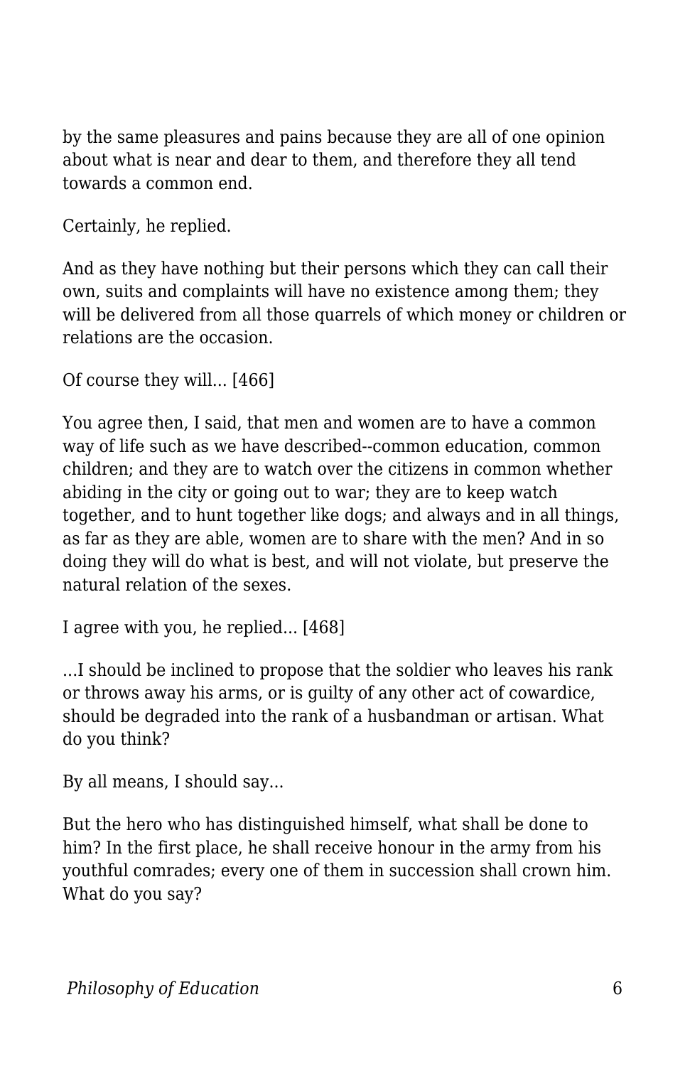by the same pleasures and pains because they are all of one opinion about what is near and dear to them, and therefore they all tend towards a common end.

Certainly, he replied.

And as they have nothing but their persons which they can call their own, suits and complaints will have no existence among them; they will be delivered from all those quarrels of which money or children or relations are the occasion.

Of course they will... [466]

You agree then, I said, that men and women are to have a common way of life such as we have described--common education, common children; and they are to watch over the citizens in common whether abiding in the city or going out to war; they are to keep watch together, and to hunt together like dogs; and always and in all things, as far as they are able, women are to share with the men? And in so doing they will do what is best, and will not violate, but preserve the natural relation of the sexes.

I agree with you, he replied... [468]

...I should be inclined to propose that the soldier who leaves his rank or throws away his arms, or is guilty of any other act of cowardice, should be degraded into the rank of a husbandman or artisan. What do you think?

By all means, I should say...

But the hero who has distinguished himself, what shall be done to him? In the first place, he shall receive honour in the army from his youthful comrades; every one of them in succession shall crown him. What do you say?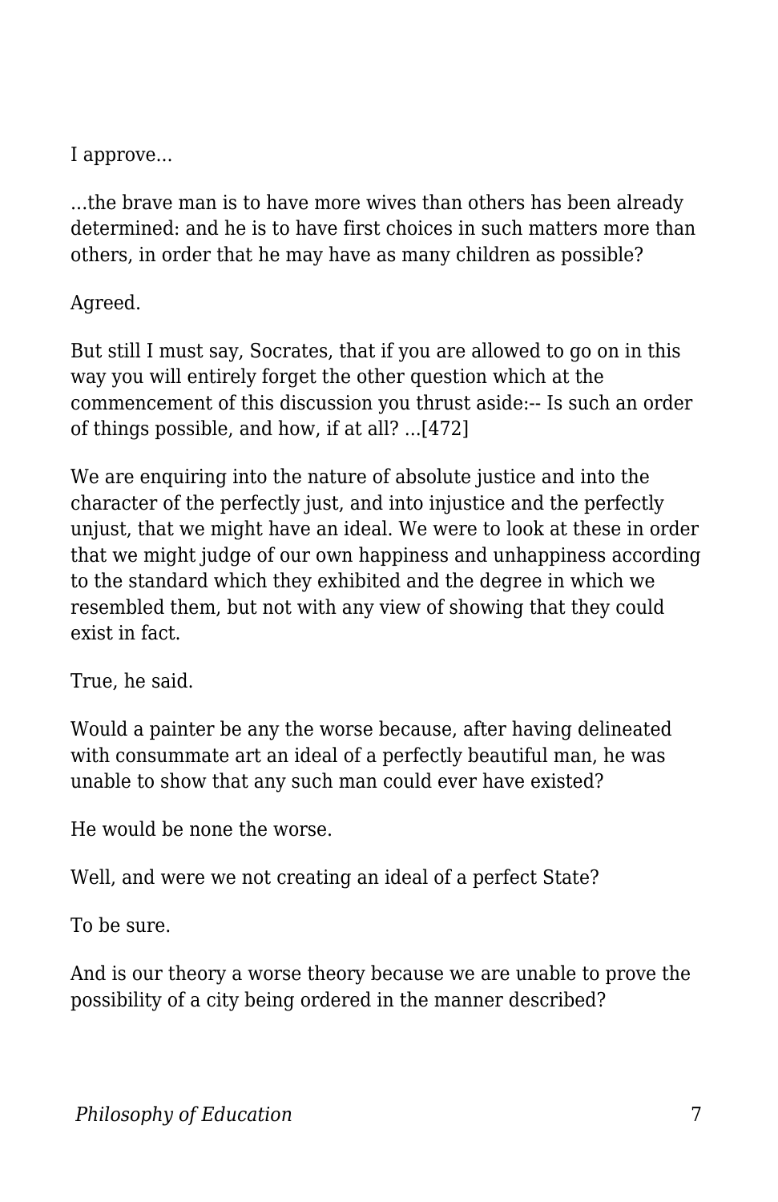I approve...

...the brave man is to have more wives than others has been already determined: and he is to have first choices in such matters more than others, in order that he may have as many children as possible?

Agreed.

But still I must say, Socrates, that if you are allowed to go on in this way you will entirely forget the other question which at the commencement of this discussion you thrust aside:-- Is such an order of things possible, and how, if at all? ...[472]

We are enquiring into the nature of absolute justice and into the character of the perfectly just, and into injustice and the perfectly unjust, that we might have an ideal. We were to look at these in order that we might judge of our own happiness and unhappiness according to the standard which they exhibited and the degree in which we resembled them, but not with any view of showing that they could exist in fact.

True, he said.

Would a painter be any the worse because, after having delineated with consummate art an ideal of a perfectly beautiful man, he was unable to show that any such man could ever have existed?

He would be none the worse.

Well, and were we not creating an ideal of a perfect State?

To be sure.

And is our theory a worse theory because we are unable to prove the possibility of a city being ordered in the manner described?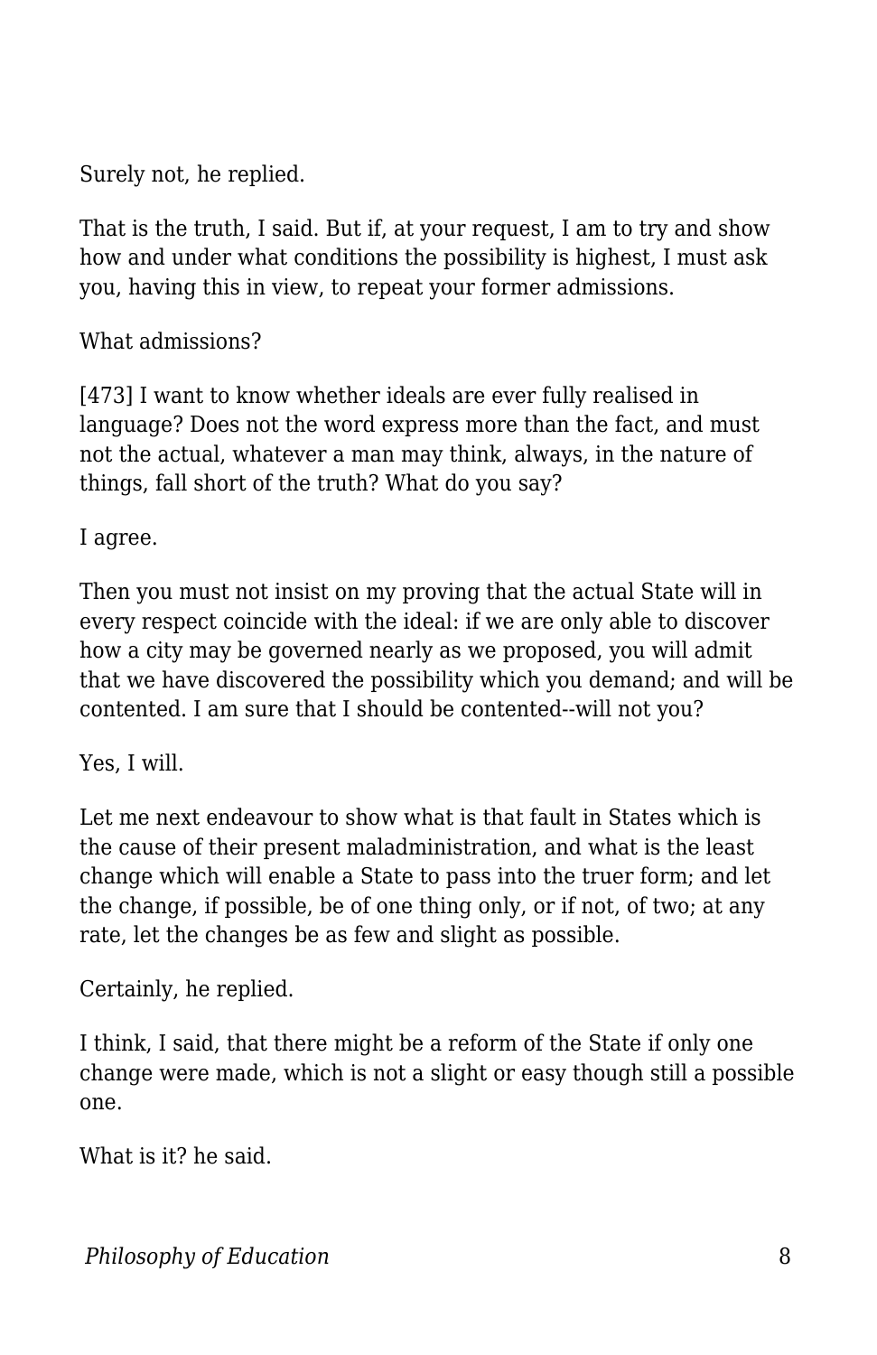Surely not, he replied.

That is the truth, I said. But if, at your request, I am to try and show how and under what conditions the possibility is highest, I must ask you, having this in view, to repeat your former admissions.

What admissions?

[473] I want to know whether ideals are ever fully realised in language? Does not the word express more than the fact, and must not the actual, whatever a man may think, always, in the nature of things, fall short of the truth? What do you say?

I agree.

Then you must not insist on my proving that the actual State will in every respect coincide with the ideal: if we are only able to discover how a city may be governed nearly as we proposed, you will admit that we have discovered the possibility which you demand; and will be contented. I am sure that I should be contented--will not you?

Yes, I will.

Let me next endeavour to show what is that fault in States which is the cause of their present maladministration, and what is the least change which will enable a State to pass into the truer form; and let the change, if possible, be of one thing only, or if not, of two; at any rate, let the changes be as few and slight as possible.

Certainly, he replied.

I think, I said, that there might be a reform of the State if only one change were made, which is not a slight or easy though still a possible one.

What is it? he said.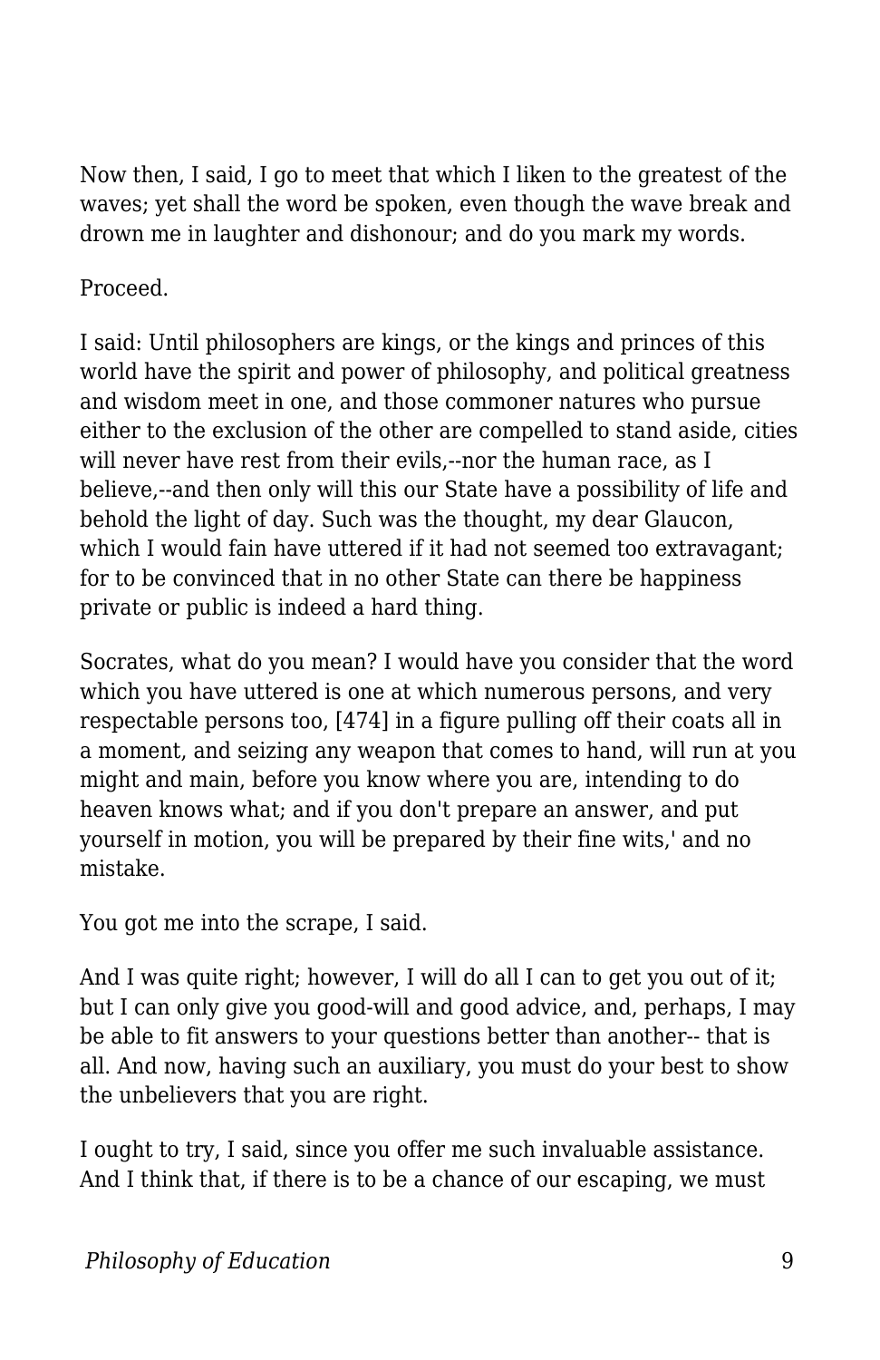Now then, I said, I go to meet that which I liken to the greatest of the waves; yet shall the word be spoken, even though the wave break and drown me in laughter and dishonour; and do you mark my words.

Proceed.

I said: Until philosophers are kings, or the kings and princes of this world have the spirit and power of philosophy, and political greatness and wisdom meet in one, and those commoner natures who pursue either to the exclusion of the other are compelled to stand aside, cities will never have rest from their evils,--nor the human race, as I believe,--and then only will this our State have a possibility of life and behold the light of day. Such was the thought, my dear Glaucon, which I would fain have uttered if it had not seemed too extravagant; for to be convinced that in no other State can there be happiness private or public is indeed a hard thing.

Socrates, what do you mean? I would have you consider that the word which you have uttered is one at which numerous persons, and very respectable persons too, [474] in a figure pulling off their coats all in a moment, and seizing any weapon that comes to hand, will run at you might and main, before you know where you are, intending to do heaven knows what; and if you don't prepare an answer, and put yourself in motion, you will be prepared by their fine wits,' and no mistake.

You got me into the scrape, I said.

And I was quite right; however, I will do all I can to get you out of it; but I can only give you good-will and good advice, and, perhaps, I may be able to fit answers to your questions better than another-- that is all. And now, having such an auxiliary, you must do your best to show the unbelievers that you are right.

I ought to try, I said, since you offer me such invaluable assistance. And I think that, if there is to be a chance of our escaping, we must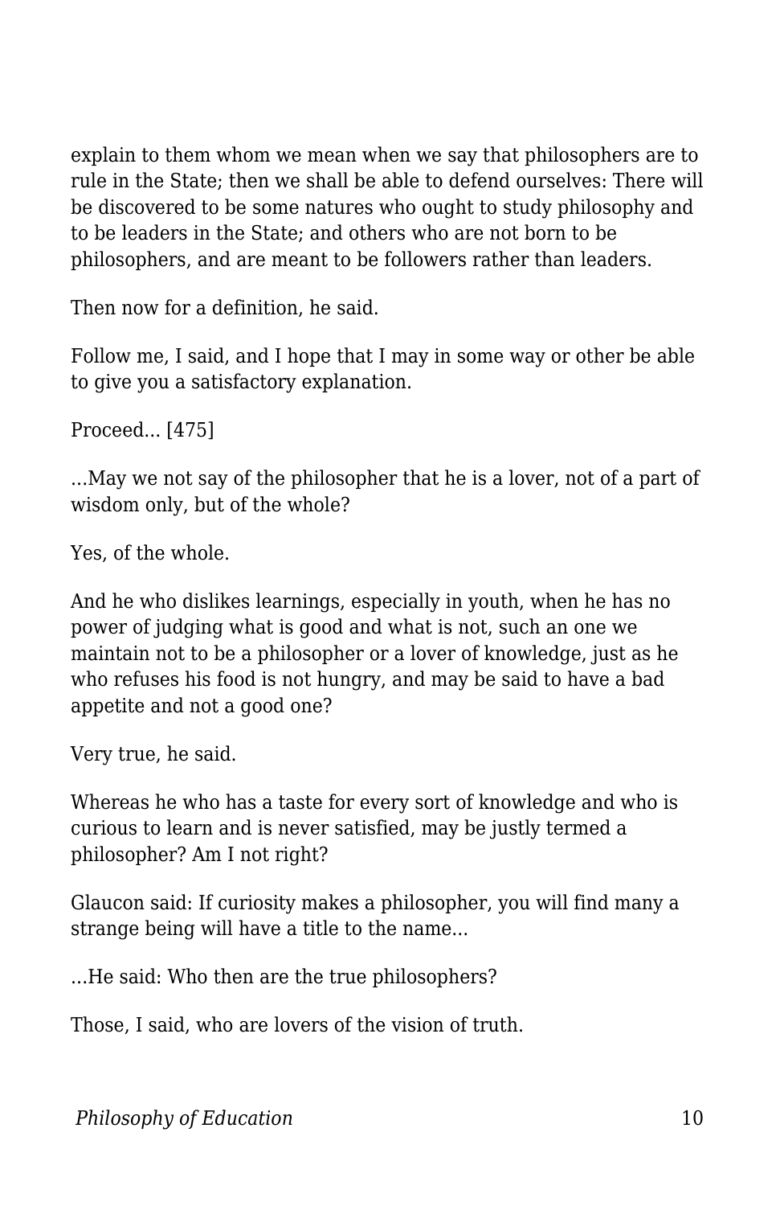explain to them whom we mean when we say that philosophers are to rule in the State; then we shall be able to defend ourselves: There will be discovered to be some natures who ought to study philosophy and to be leaders in the State; and others who are not born to be philosophers, and are meant to be followers rather than leaders.

Then now for a definition, he said.

Follow me, I said, and I hope that I may in some way or other be able to give you a satisfactory explanation.

Proceed... [475]

...May we not say of the philosopher that he is a lover, not of a part of wisdom only, but of the whole?

Yes, of the whole.

And he who dislikes learnings, especially in youth, when he has no power of judging what is good and what is not, such an one we maintain not to be a philosopher or a lover of knowledge, just as he who refuses his food is not hungry, and may be said to have a bad appetite and not a good one?

Very true, he said.

Whereas he who has a taste for every sort of knowledge and who is curious to learn and is never satisfied, may be justly termed a philosopher? Am I not right?

Glaucon said: If curiosity makes a philosopher, you will find many a strange being will have a title to the name...

...He said: Who then are the true philosophers?

Those, I said, who are lovers of the vision of truth.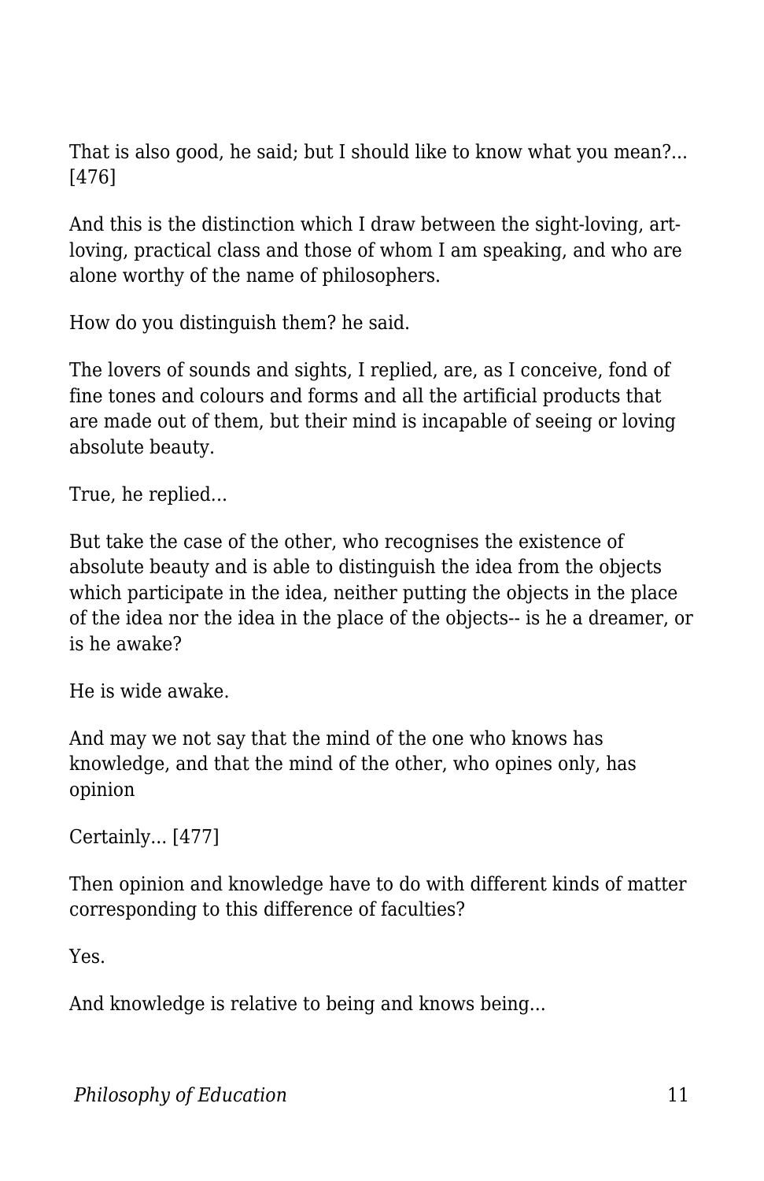That is also good, he said; but I should like to know what you mean?... [476]

And this is the distinction which I draw between the sight-loving, art-loving, practical class and those of whom I am speaking, and who are alone worthy of the name of philosophers.

How do you distinguish them? he said.

The lovers of sounds and sights, I replied, are, as I conceive, fond of fine tones and colours and forms and all the artificial products that are made out of them, but their mind is incapable of seeing or loving absolute beauty.

True, he replied...

But take the case of the other, who recognises the existence of absolute beauty and is able to distinguish the idea from the objects which participate in the idea, neither putting the objects in the place of the idea nor the idea in the place of the objects-- is he a dreamer, or is he awake?

He is wide awake.

And may we not say that the mind of the one who knows has knowledge, and that the mind of the other, who opines only, has opinion

Certainly... [477]

Then opinion and knowledge have to do with different kinds of matter corresponding to this difference of faculties?

Yes.

And knowledge is relative to being and knows being...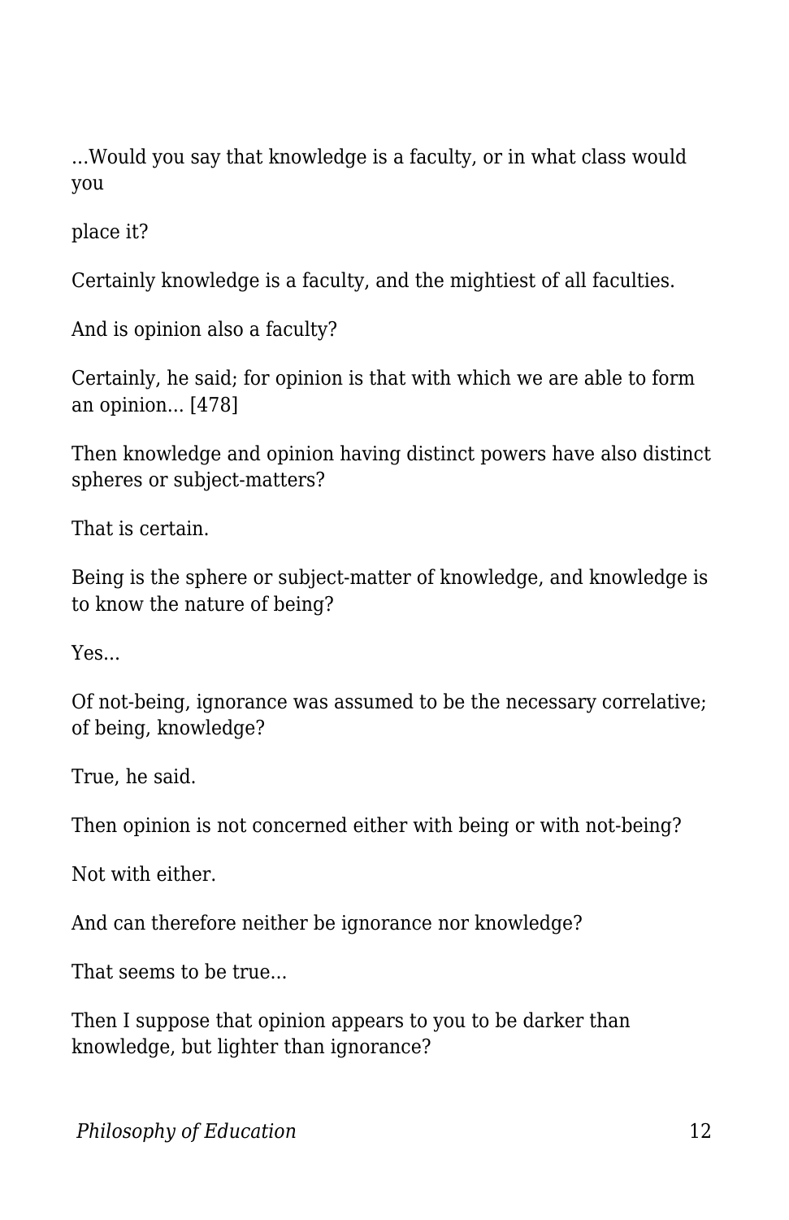...Would you say that knowledge is a faculty, or in what class would you

place it?

Certainly knowledge is a faculty, and the mightiest of all faculties.

And is opinion also a faculty?

Certainly, he said; for opinion is that with which we are able to form an opinion... [478]

Then knowledge and opinion having distinct powers have also distinct spheres or subject-matters?

That is certain.

Being is the sphere or subject-matter of knowledge, and knowledge is to know the nature of being?

Yes...

Of not-being, ignorance was assumed to be the necessary correlative; of being, knowledge?

True, he said.

Then opinion is not concerned either with being or with not-being?

Not with either.

And can therefore neither be ignorance nor knowledge?

That seems to be true...

Then I suppose that opinion appears to you to be darker than knowledge, but lighter than ignorance?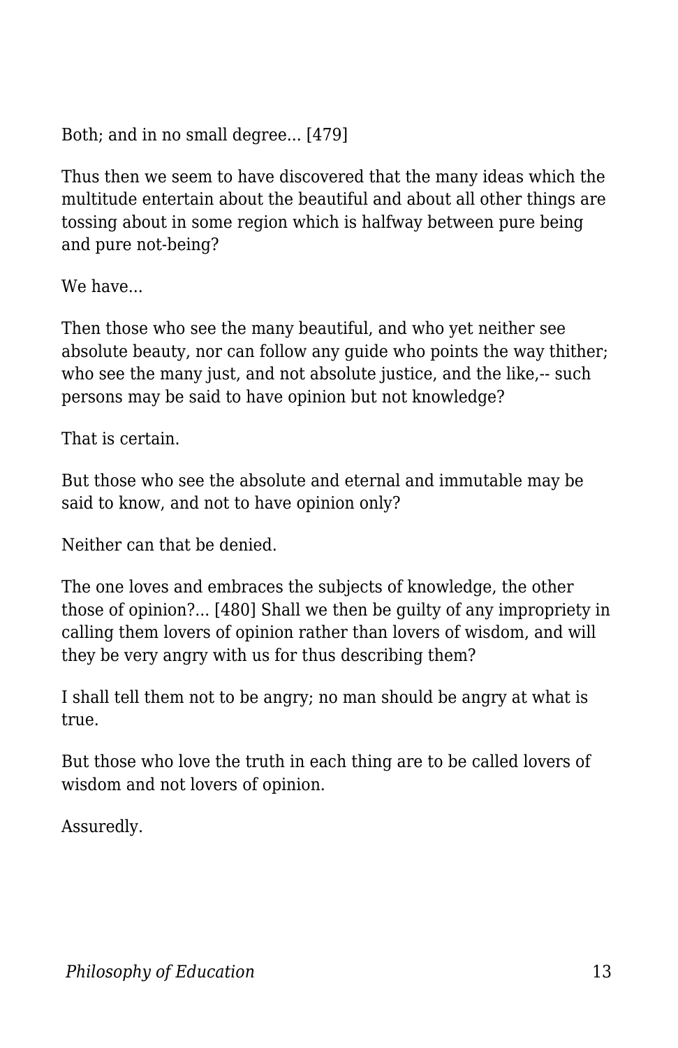Both; and in no small degree... [479]

Thus then we seem to have discovered that the many ideas which the multitude entertain about the beautiful and about all other things are tossing about in some region which is halfway between pure being and pure not-being?

We have...

Then those who see the many beautiful, and who yet neither see absolute beauty, nor can follow any guide who points the way thither; who see the many just, and not absolute justice, and the like,-- such persons may be said to have opinion but not knowledge?

That is certain.

But those who see the absolute and eternal and immutable may be said to know, and not to have opinion only?

Neither can that be denied.

The one loves and embraces the subjects of knowledge, the other those of opinion?... [480] Shall we then be guilty of any impropriety in calling them lovers of opinion rather than lovers of wisdom, and will they be very angry with us for thus describing them?

I shall tell them not to be angry; no man should be angry at what is true.

But those who love the truth in each thing are to be called lovers of wisdom and not lovers of opinion.

Assuredly.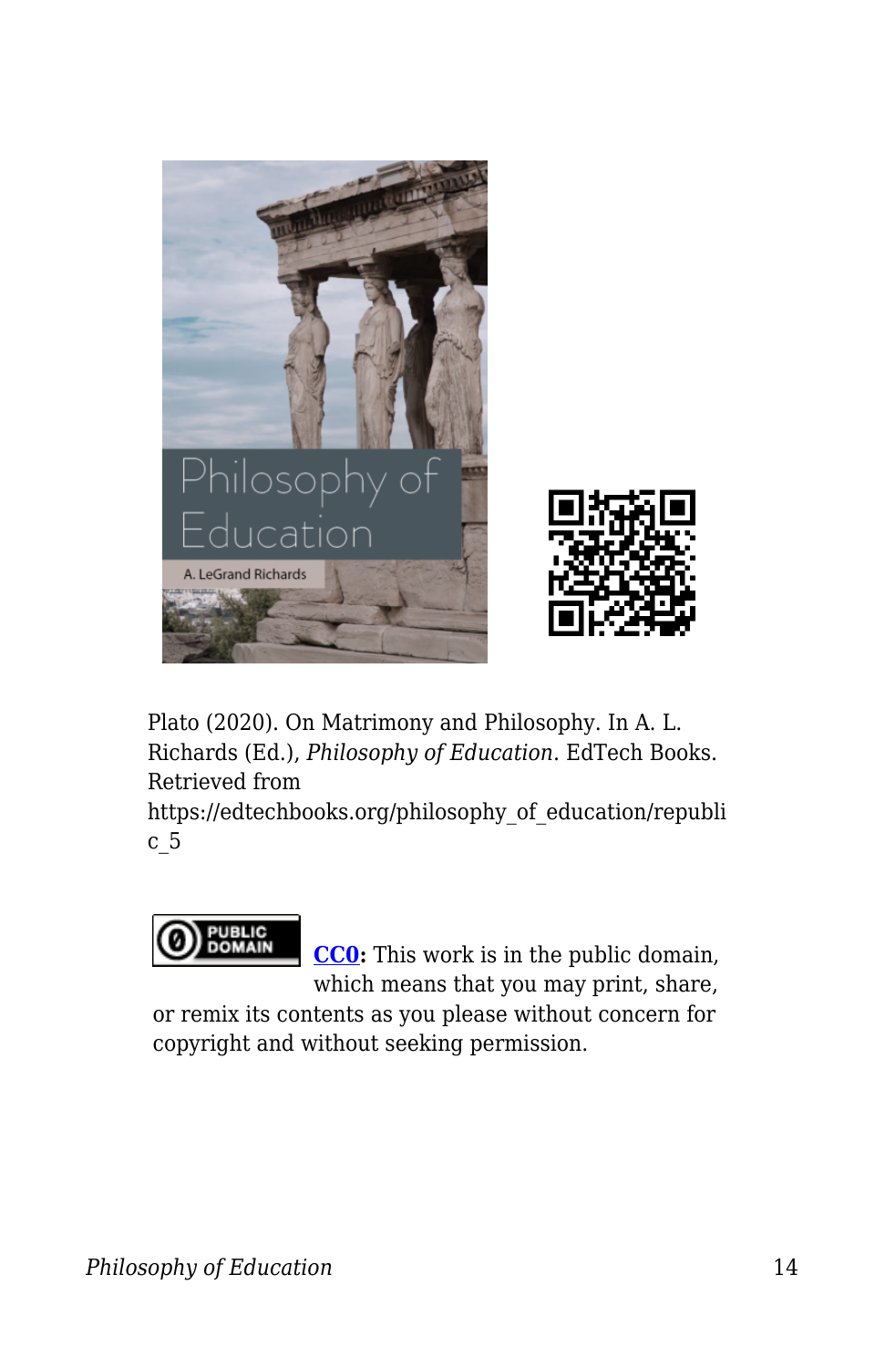Plato (2020). On Matrimony and Philosophy. In A. L. Richards (Ed.), *Philosophy of Education*. EdTech Books. Retrieved from https://edtechbooks.org/philosophy_of_education/republic_5

**CC0:** This work is in the public domain, which means that you may print, share, or remix its contents as you please without concern for copyright and without seeking permission.